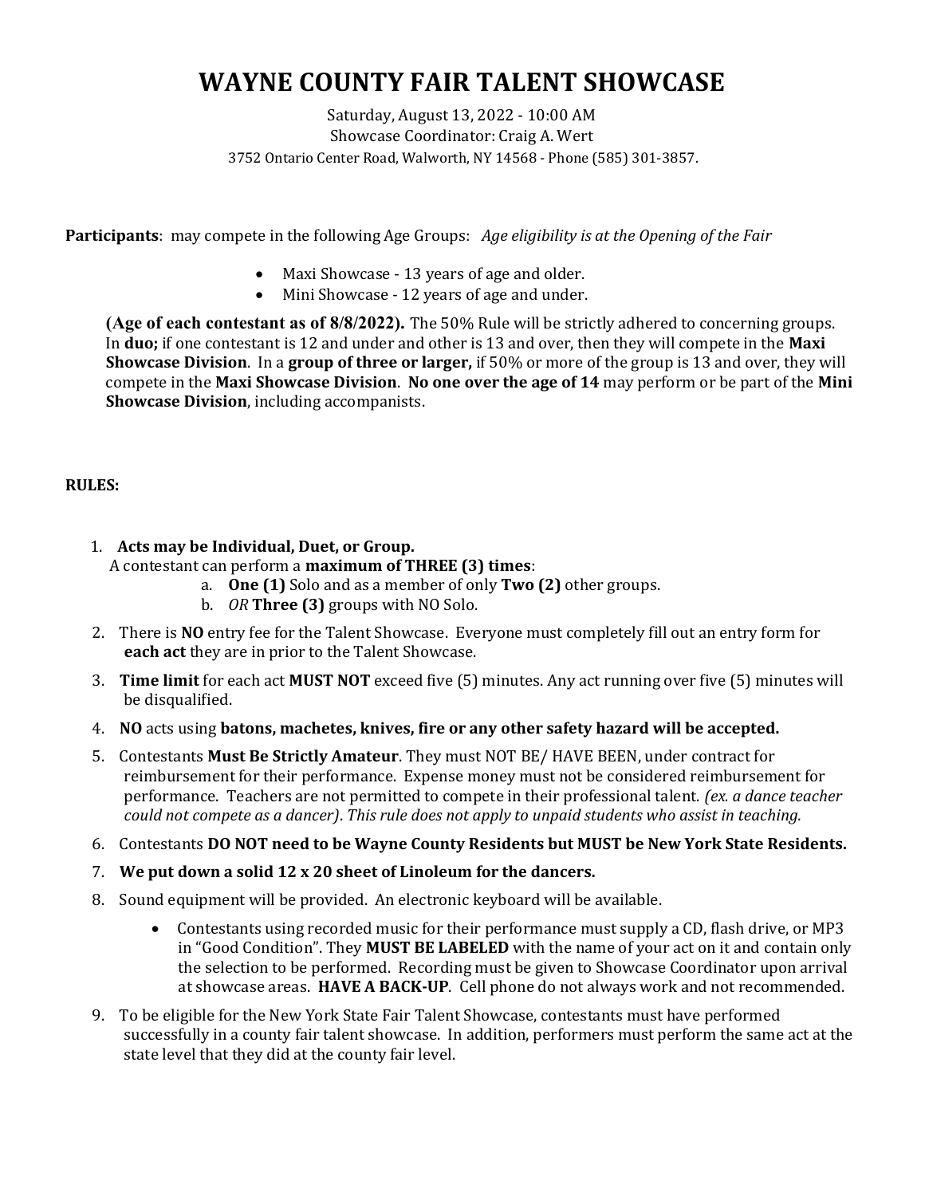# WAYNE COUNTY FAIR TALENT SHOWCASE

Saturday, August 13, 2022 - 10:00 AM
Showcase Coordinator: Craig A. Wert
3752 Ontario Center Road, Walworth, NY 14568 - Phone (585) 301-3857.

**Participants**: may compete in the following Age Groups: *Age eligibility is at the Opening of the Fair*

- Maxi Showcase - 13 years of age and older.
- Mini Showcase - 12 years of age and under.

**(Age of each contestant as of 8/8/2022).** The 50% Rule will be strictly adhered to concerning groups. In **duo;** if one contestant is 12 and under and other is 13 and over, then they will compete in the **Maxi Showcase Division**. In a **group of three or larger,** if 50% or more of the group is 13 and over, they will compete in the **Maxi Showcase Division**. **No one over the age of 14** may perform or be part of the **Mini Showcase Division**, including accompanists.

**RULES:**

1. **Acts may be Individual, Duet, or Group.**
   A contestant can perform a **maximum of THREE (3) times**:
   a. **One (1)** Solo and as a member of only **Two (2)** other groups.
   b. *OR* **Three (3)** groups with NO Solo.
2. There is **NO** entry fee for the Talent Showcase. Everyone must completely fill out an entry form for **each act** they are in prior to the Talent Showcase.
3. **Time limit** for each act **MUST NOT** exceed five (5) minutes. Any act running over five (5) minutes will be disqualified.
4. **NO** acts using **batons, machetes, knives, fire or any other safety hazard will be accepted.**
5. Contestants **Must Be Strictly Amateur**. They must NOT BE/ HAVE BEEN, under contract for reimbursement for their performance. Expense money must not be considered reimbursement for performance. Teachers are not permitted to compete in their professional talent. *(ex. a dance teacher could not compete as a dancer)*. *This rule does not apply to unpaid students who assist in teaching.*
6. Contestants **DO NOT need to be Wayne County Residents but MUST be New York State Residents.**
7. **We put down a solid 12 x 20 sheet of Linoleum for the dancers.**
8. Sound equipment will be provided. An electronic keyboard will be available.
   - Contestants using recorded music for their performance must supply a CD, flash drive, or MP3 in "Good Condition". They **MUST BE LABELED** with the name of your act on it and contain only the selection to be performed. Recording must be given to Showcase Coordinator upon arrival at showcase areas. **HAVE A BACK-UP**. Cell phone do not always work and not recommended.
9. To be eligible for the New York State Fair Talent Showcase, contestants must have performed successfully in a county fair talent showcase. In addition, performers must perform the same act at the state level that they did at the county fair level.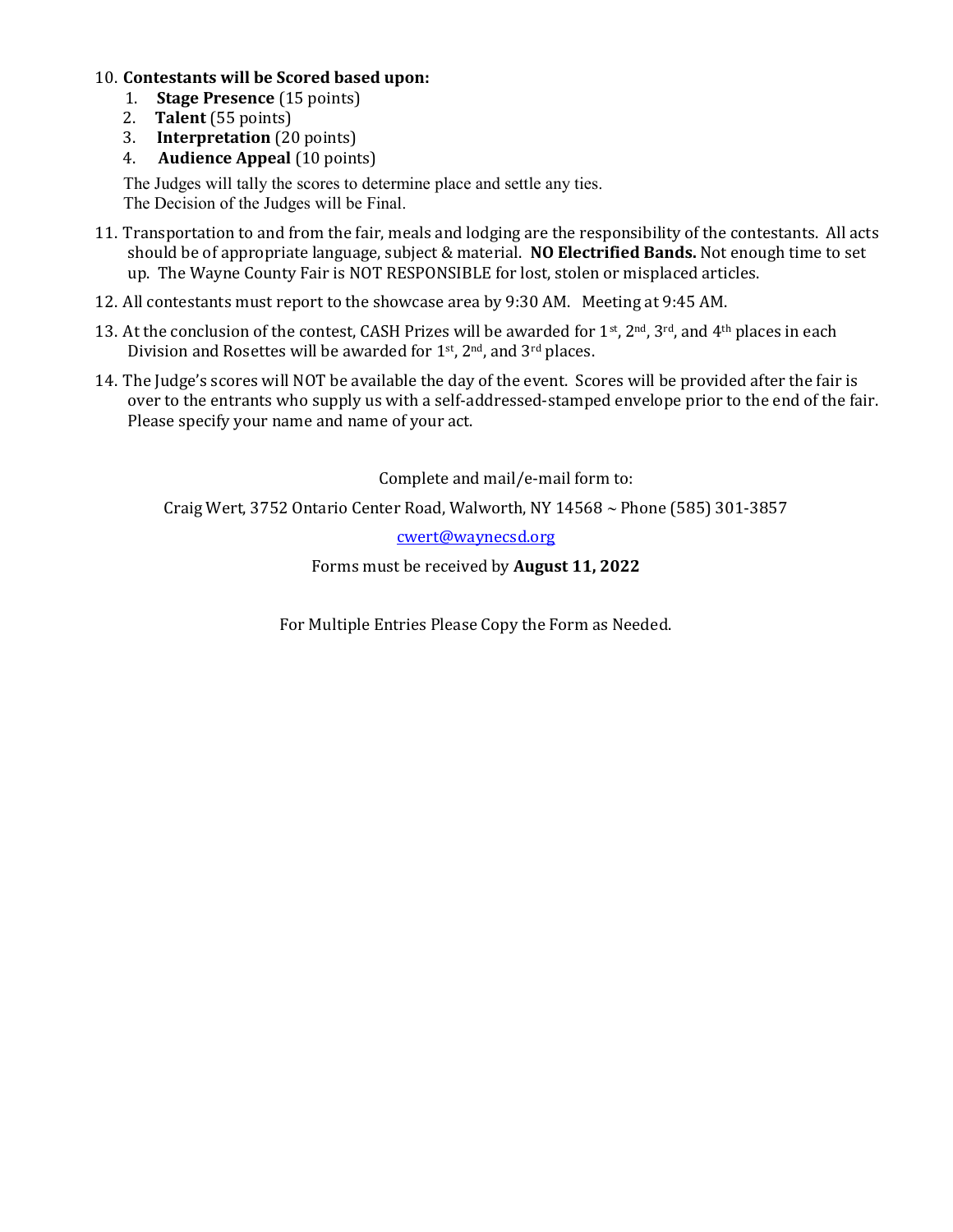10. **Contestants will be Scored based upon:**
    1. **Stage Presence** (15 points)
    2. **Talent** (55 points)
    3. **Interpretation** (20 points)
    4. **Audience Appeal** (10 points)

    The Judges will tally the scores to determine place and settle any ties.
    The Decision of the Judges will be Final.

11. Transportation to and from the fair, meals and lodging are the responsibility of the contestants. All acts should be of appropriate language, subject & material. **NO Electrified Bands.** Not enough time to set up. The Wayne County Fair is NOT RESPONSIBLE for lost, stolen or misplaced articles.

12. All contestants must report to the showcase area by 9:30 AM. Meeting at 9:45 AM.

13. At the conclusion of the contest, CASH Prizes will be awarded for 1st, 2nd, 3rd, and 4th places in each Division and Rosettes will be awarded for 1st, 2nd, and 3rd places.

14. The Judge's scores will NOT be available the day of the event. Scores will be provided after the fair is over to the entrants who supply us with a self-addressed-stamped envelope prior to the end of the fair. Please specify your name and name of your act.

Complete and mail/e-mail form to:

Craig Wert, 3752 Ontario Center Road, Walworth, NY 14568 ~ Phone (585) 301-3857

cwert@waynecsd.org

Forms must be received by **August 11, 2022**

For Multiple Entries Please Copy the Form as Needed.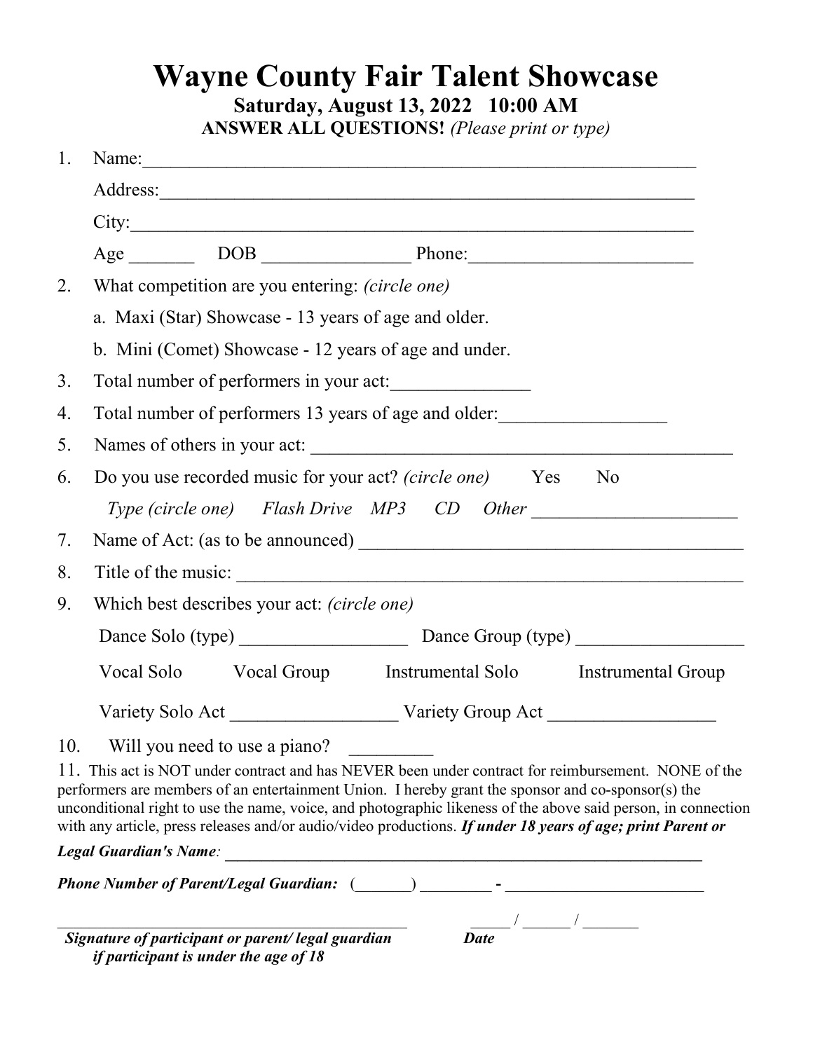# Wayne County Fair Talent Showcase

**Saturday, August 13, 2022 10:00 AM**

**ANSWER ALL QUESTIONS!** *(Please print or type)*

1. Name:______________________________________________________________

   Address:___________________________________________________________

   City:______________________________________________________________

   Age _______ DOB ________________ Phone:________________________

2. What competition are you entering: *(circle one)*

   a. Maxi (Star) Showcase - 13 years of age and older.

   b. Mini (Comet) Showcase - 12 years of age and under.

3. Total number of performers in your act:_______________

4. Total number of performers 13 years of age and older:__________________

5. Names of others in your act: ______________________________________________

6. Do you use recorded music for your act? *(circle one)* Yes No

   *Type (circle one) Flash Drive MP3 CD Other* ______________________

7. Name of Act: (as to be announced) __________________________________________

8. Title of the music: ______________________________________________________

9. Which best describes your act: *(circle one)*

   Dance Solo (type) __________________ Dance Group (type) __________________

   Vocal Solo Vocal Group Instrumental Solo Instrumental Group

   Variety Solo Act __________________ Variety Group Act __________________

10. Will you need to use a piano? _________

11. This act is NOT under contract and has NEVER been under contract for reimbursement. NONE of the performers are members of an entertainment Union. I hereby grant the sponsor and co-sponsor(s) the unconditional right to use the name, voice, and photographic likeness of the above said person, in connection with any article, press releases and/or audio/video productions. ***If under 18 years of age; print Parent or Legal Guardian's Name***: ____________________________________________

***Phone Number of Parent/Legal Guardian:*** (_______) _________ - ________________________

____________________________________________ _____ / ______ / _______

***Signature of participant or parent/ legal guardian if participant is under the age of 18*** ***Date***